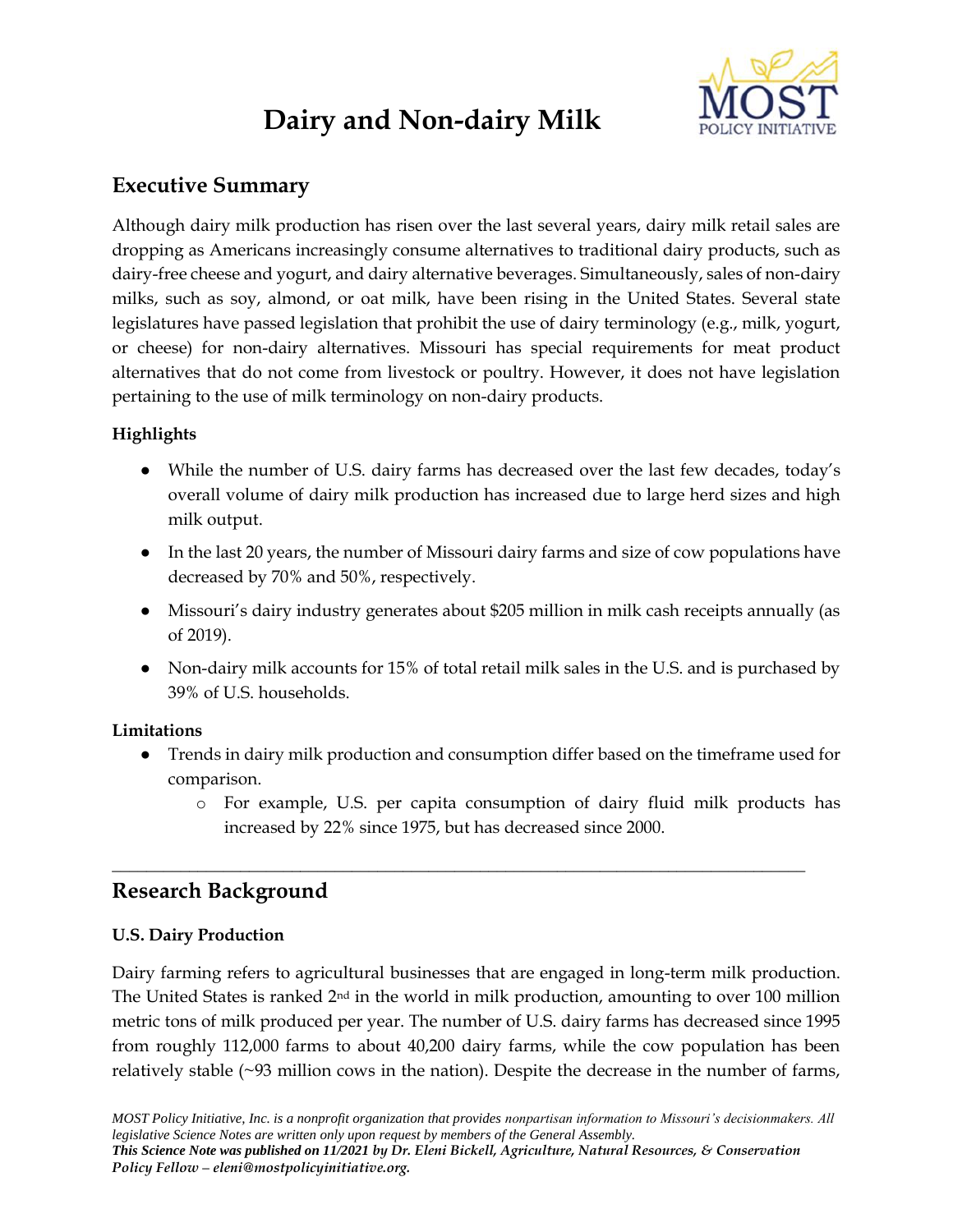# Dairy and Non-dairy Milk

## Executive Summary

Although dairy milk production has risen over the last several years, dairy milk retail sales are dropping as Americans increasingly consume alternatives to traditional dairy products, such as dairy-free cheese and yogurt, and dairy alternative beverages. Simultaneously, sales of non-dairy milks, such as soy, almond, or oat milk, have been rising in the United States. Several state legislatures have passed legislation that prohibit the use of dairy terminology (e.g., milk, yogurt, or cheese) for non-dairy alternatives. Missouri has special requirements for meat product alternatives that do not come from livestock or poultry. However, it does not have legislation pertaining to the use of milk terminology on non-dairy products.

**Highlights**

- While the number of U.S. dairy farms has decreased over the last few decades, today's overall volume of dairy milk production has increased due to large herd sizes and high milk output.
- In the last 20 years, the number of Missouri dairy farms and size of cow populations have decreased by 70% and 50%, respectively.
- Missouri's dairy industry generates about $205 million in milk cash receipts annually (as of 2019).
- Non-dairy milk accounts for 15% of total retail milk sales in the U.S. and is purchased by 39% of U.S. households.

**Limitations**

- Trends in dairy milk production and consumption differ based on the timeframe used for comparison.
  - For example, U.S. per capita consumption of dairy fluid milk products has increased by 22% since 1975, but has decreased since 2000.

---

## Research Background

### U.S. Dairy Production

Dairy farming refers to agricultural businesses that are engaged in long-term milk production. The United States is ranked 2nd in the world in milk production, amounting to over 100 million metric tons of milk produced per year. The number of U.S. dairy farms has decreased since 1995 from roughly 112,000 farms to about 40,200 dairy farms, while the cow population has been relatively stable (~93 million cows in the nation). Despite the decrease in the number of farms,

*MOST Policy Initiative, Inc. is a nonprofit organization that provides nonpartisan information to Missouri's decisionmakers. All legislative Science Notes are written only upon request by members of the General Assembly.*
***This Science Note was published on 11/2021 by Dr. Eleni Bickell, Agriculture, Natural Resources, & Conservation Policy Fellow – eleni@mostpolicyinitiative.org.***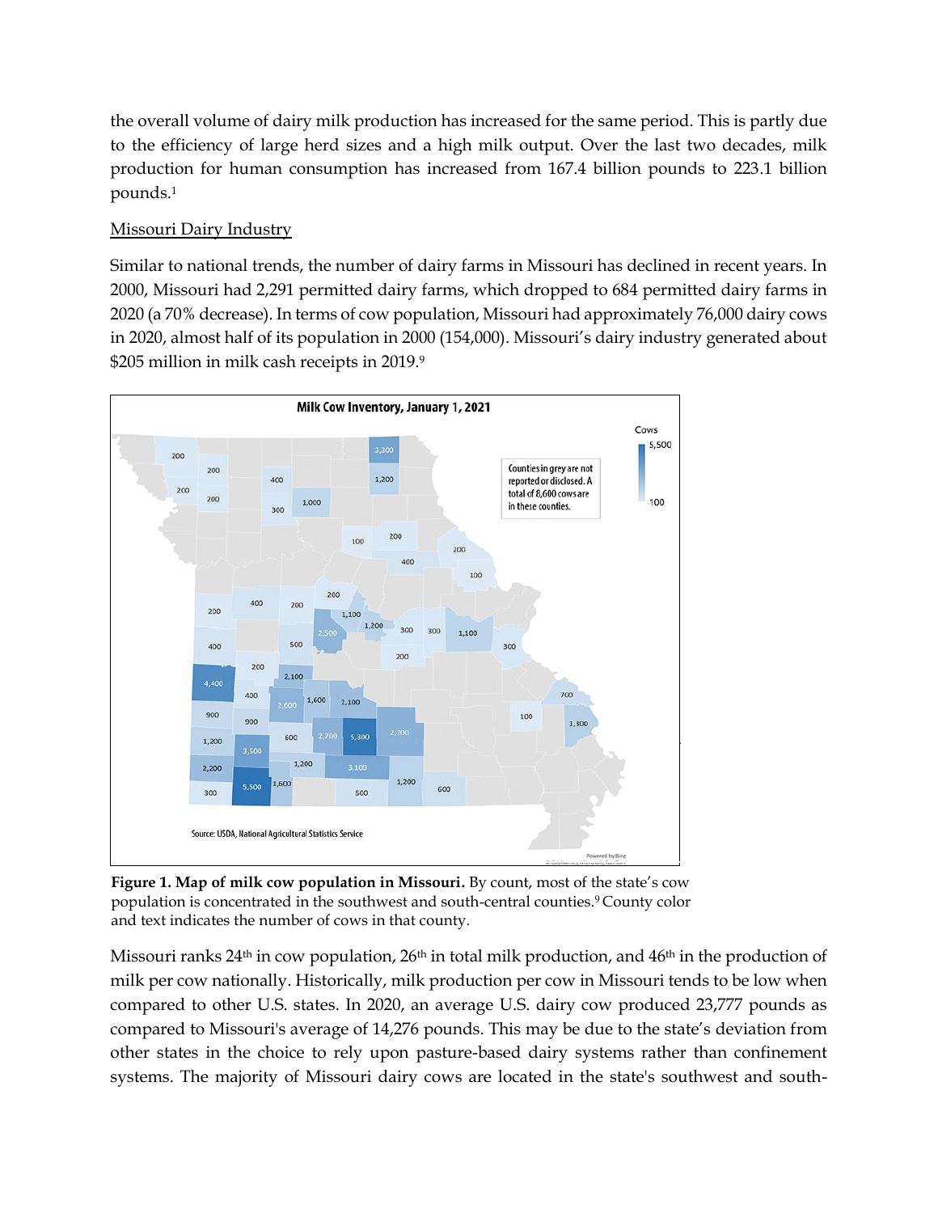the overall volume of dairy milk production has increased for the same period. This is partly due to the efficiency of large herd sizes and a high milk output. Over the last two decades, milk production for human consumption has increased from 167.4 billion pounds to 223.1 billion pounds.[1]

Missouri Dairy Industry

Similar to national trends, the number of dairy farms in Missouri has declined in recent years. In 2000, Missouri had 2,291 permitted dairy farms, which dropped to 684 permitted dairy farms in 2020 (a 70% decrease). In terms of cow population, Missouri had approximately 76,000 dairy cows in 2020, almost half of its population in 2000 (154,000). Missouri's dairy industry generated about $205 million in milk cash receipts in 2019.[9]

**Figure 1. Map of milk cow population in Missouri.** By count, most of the state's cow population is concentrated in the southwest and south-central counties.[9] County color and text indicates the number of cows in that county.

Missouri ranks 24th in cow population, 26th in total milk production, and 46th in the production of milk per cow nationally. Historically, milk production per cow in Missouri tends to be low when compared to other U.S. states. In 2020, an average U.S. dairy cow produced 23,777 pounds as compared to Missouri's average of 14,276 pounds. This may be due to the state's deviation from other states in the choice to rely upon pasture-based dairy systems rather than confinement systems. The majority of Missouri dairy cows are located in the state's southwest and south-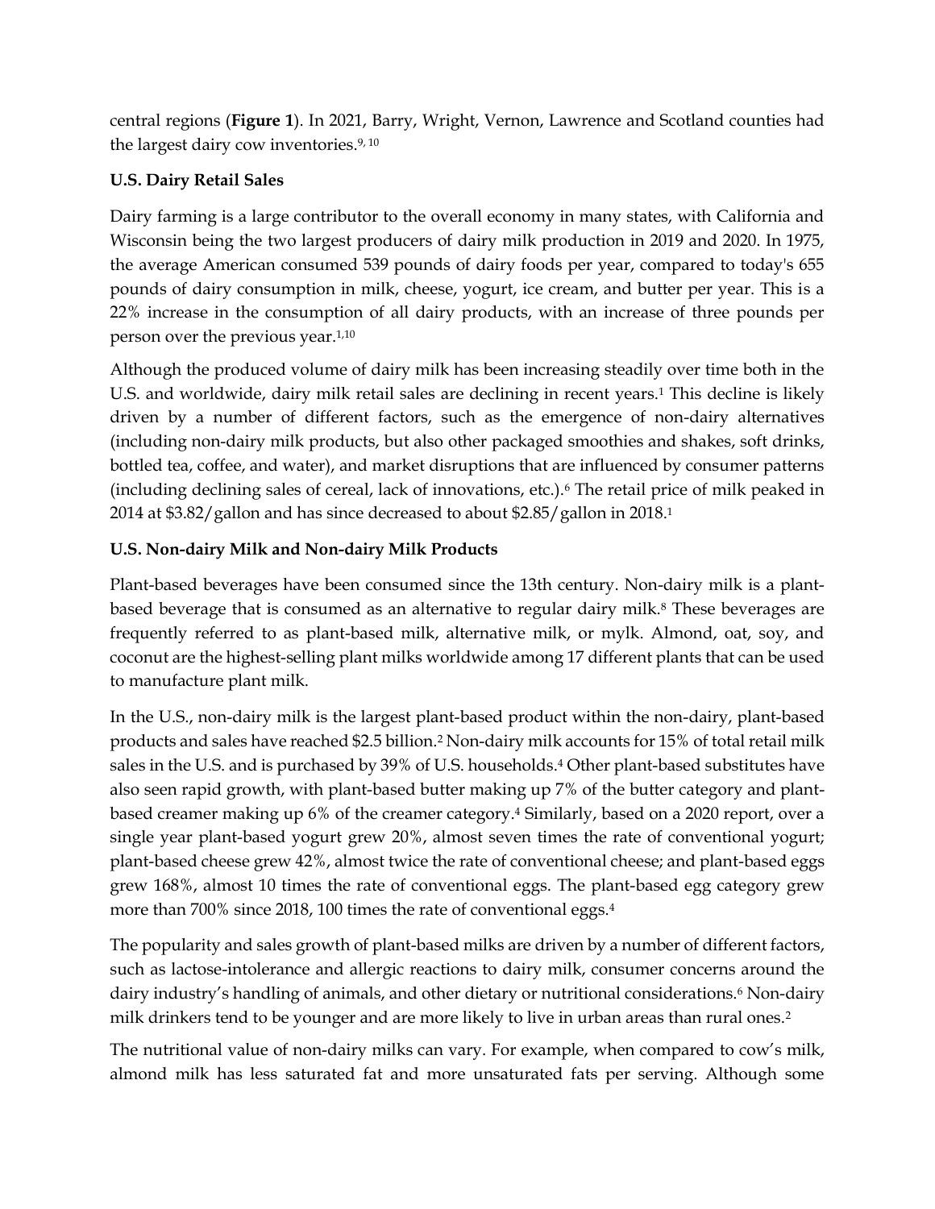central regions (**Figure 1**). In 2021, Barry, Wright, Vernon, Lawrence and Scotland counties had the largest dairy cow inventories.[9, 10]

**U.S. Dairy Retail Sales**

Dairy farming is a large contributor to the overall economy in many states, with California and Wisconsin being the two largest producers of dairy milk production in 2019 and 2020. In 1975, the average American consumed 539 pounds of dairy foods per year, compared to today's 655 pounds of dairy consumption in milk, cheese, yogurt, ice cream, and butter per year. This is a 22% increase in the consumption of all dairy products, with an increase of three pounds per person over the previous year.[1,10]

Although the produced volume of dairy milk has been increasing steadily over time both in the U.S. and worldwide, dairy milk retail sales are declining in recent years.[1] This decline is likely driven by a number of different factors, such as the emergence of non-dairy alternatives (including non-dairy milk products, but also other packaged smoothies and shakes, soft drinks, bottled tea, coffee, and water), and market disruptions that are influenced by consumer patterns (including declining sales of cereal, lack of innovations, etc.).[6] The retail price of milk peaked in 2014 at $3.82/gallon and has since decreased to about $2.85/gallon in 2018.[1]

**U.S. Non-dairy Milk and Non-dairy Milk Products**

Plant-based beverages have been consumed since the 13th century. Non-dairy milk is a plant-based beverage that is consumed as an alternative to regular dairy milk.[8] These beverages are frequently referred to as plant-based milk, alternative milk, or mylk. Almond, oat, soy, and coconut are the highest-selling plant milks worldwide among 17 different plants that can be used to manufacture plant milk.

In the U.S., non-dairy milk is the largest plant-based product within the non-dairy, plant-based products and sales have reached $2.5 billion.[2] Non-dairy milk accounts for 15% of total retail milk sales in the U.S. and is purchased by 39% of U.S. households.[4] Other plant-based substitutes have also seen rapid growth, with plant-based butter making up 7% of the butter category and plant-based creamer making up 6% of the creamer category.[4] Similarly, based on a 2020 report, over a single year plant-based yogurt grew 20%, almost seven times the rate of conventional yogurt; plant-based cheese grew 42%, almost twice the rate of conventional cheese; and plant-based eggs grew 168%, almost 10 times the rate of conventional eggs. The plant-based egg category grew more than 700% since 2018, 100 times the rate of conventional eggs.[4]

The popularity and sales growth of plant-based milks are driven by a number of different factors, such as lactose-intolerance and allergic reactions to dairy milk, consumer concerns around the dairy industry's handling of animals, and other dietary or nutritional considerations.[6] Non-dairy milk drinkers tend to be younger and are more likely to live in urban areas than rural ones.[2]

The nutritional value of non-dairy milks can vary. For example, when compared to cow's milk, almond milk has less saturated fat and more unsaturated fats per serving. Although some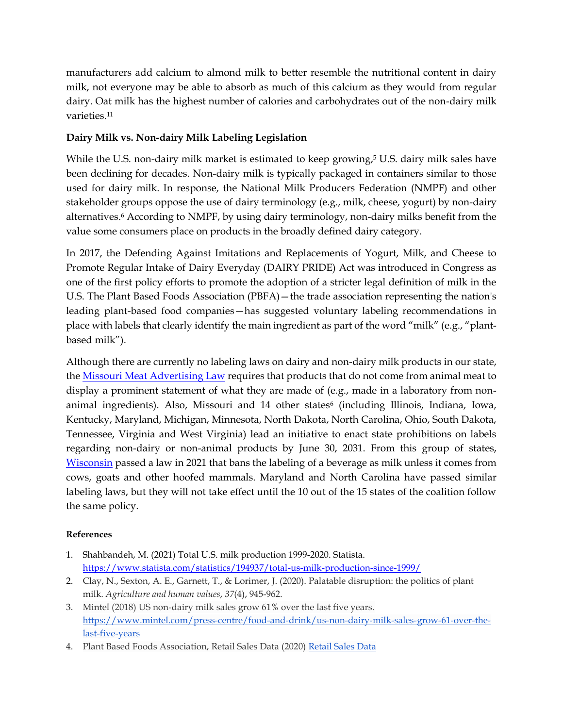manufacturers add calcium to almond milk to better resemble the nutritional content in dairy milk, not everyone may be able to absorb as much of this calcium as they would from regular dairy. Oat milk has the highest number of calories and carbohydrates out of the non-dairy milk varieties.[11]

**Dairy Milk vs. Non-dairy Milk Labeling Legislation**

While the U.S. non-dairy milk market is estimated to keep growing,[5] U.S. dairy milk sales have been declining for decades. Non-dairy milk is typically packaged in containers similar to those used for dairy milk. In response, the National Milk Producers Federation (NMPF) and other stakeholder groups oppose the use of dairy terminology (e.g., milk, cheese, yogurt) by non-dairy alternatives.[6] According to NMPF, by using dairy terminology, non-dairy milks benefit from the value some consumers place on products in the broadly defined dairy category.

In 2017, the Defending Against Imitations and Replacements of Yogurt, Milk, and Cheese to Promote Regular Intake of Dairy Everyday (DAIRY PRIDE) Act was introduced in Congress as one of the first policy efforts to promote the adoption of a stricter legal definition of milk in the U.S. The Plant Based Foods Association (PBFA)—the trade association representing the nation's leading plant-based food companies—has suggested voluntary labeling recommendations in place with labels that clearly identify the main ingredient as part of the word "milk" (e.g., "plant-based milk").

Although there are currently no labeling laws on dairy and non-dairy milk products in our state, the [Missouri Meat Advertising Law] requires that products that do not come from animal meat to display a prominent statement of what they are made of (e.g., made in a laboratory from non-animal ingredients). Also, Missouri and 14 other states[6] (including Illinois, Indiana, Iowa, Kentucky, Maryland, Michigan, Minnesota, North Dakota, North Carolina, Ohio, South Dakota, Tennessee, Virginia and West Virginia) lead an initiative to enact state prohibitions on labels regarding non-dairy or non-animal products by June 30, 2031. From this group of states, [Wisconsin] passed a law in 2021 that bans the labeling of a beverage as milk unless it comes from cows, goats and other hoofed mammals. Maryland and North Carolina have passed similar labeling laws, but they will not take effect until the 10 out of the 15 states of the coalition follow the same policy.

**References**

1. Shahbandeh, M. (2021) Total U.S. milk production 1999-2020. Statista. https://www.statista.com/statistics/194937/total-us-milk-production-since-1999/
2. Clay, N., Sexton, A. E., Garnett, T., & Lorimer, J. (2020). Palatable disruption: the politics of plant milk. *Agriculture and human values*, *37*(4), 945-962.
3. Mintel (2018) US non-dairy milk sales grow 61% over the last five years. https://www.mintel.com/press-centre/food-and-drink/us-non-dairy-milk-sales-grow-61-over-the-last-five-years
4. Plant Based Foods Association, Retail Sales Data (2020) Retail Sales Data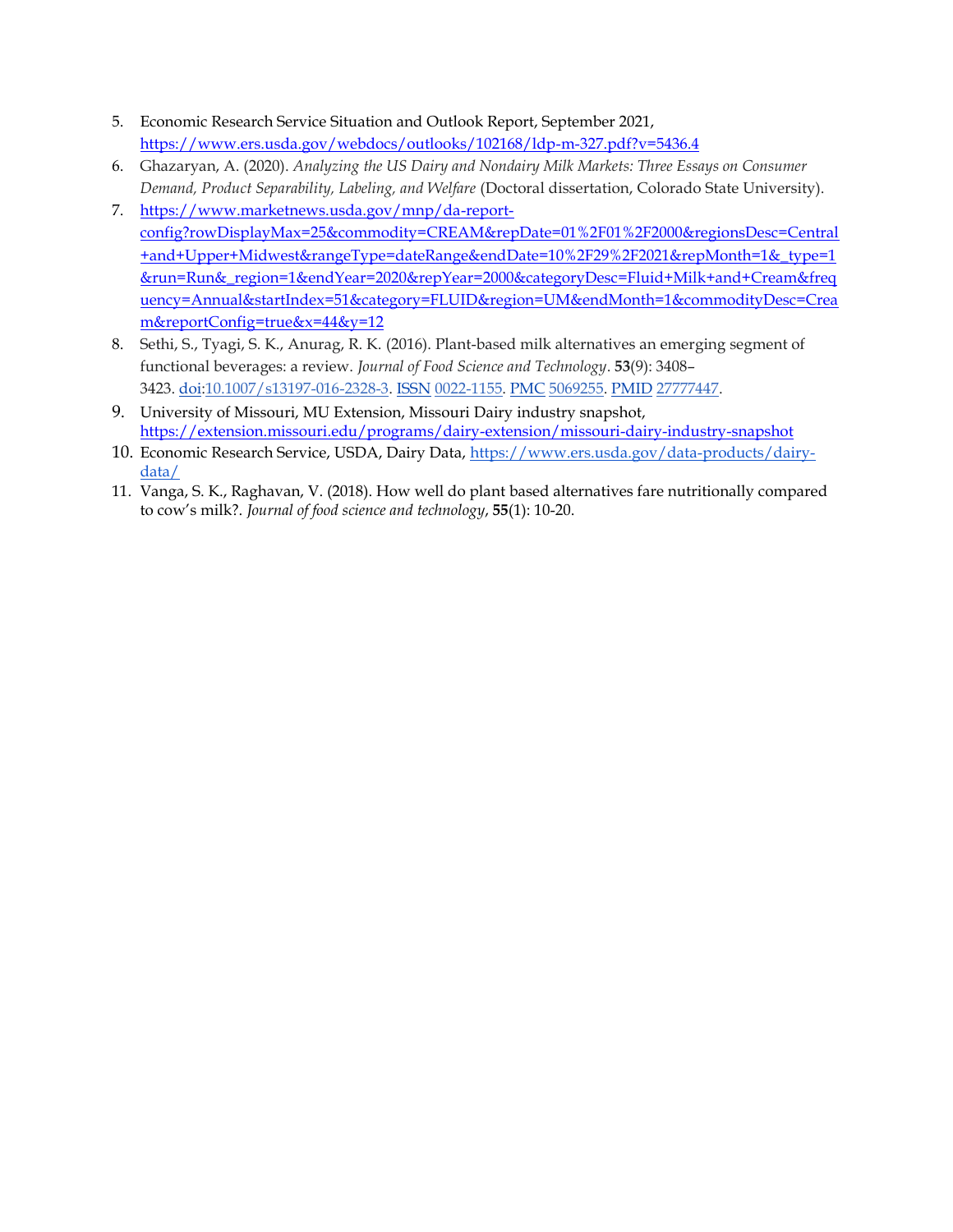5. Economic Research Service Situation and Outlook Report, September 2021, https://www.ers.usda.gov/webdocs/outlooks/102168/ldp-m-327.pdf?v=5436.4
6. Ghazaryan, A. (2020). *Analyzing the US Dairy and Nondairy Milk Markets: Three Essays on Consumer Demand, Product Separability, Labeling, and Welfare* (Doctoral dissertation, Colorado State University).
7. https://www.marketnews.usda.gov/mnp/da-report-config?rowDisplayMax=25&commodity=CREAM&repDate=01%2F01%2F2000&regionsDesc=Central+and+Upper+Midwest&rangeType=dateRange&endDate=10%2F29%2F2021&repMonth=1&_type=1&run=Run&_region=1&endYear=2020&repYear=2000&categoryDesc=Fluid+Milk+and+Cream&frequency=Annual&startIndex=51&category=FLUID&region=UM&endMonth=1&commodityDesc=Cream&reportConfig=true&x=44&y=12
8. Sethi, S., Tyagi, S. K., Anurag, R. K. (2016). Plant-based milk alternatives an emerging segment of functional beverages: a review. *Journal of Food Science and Technology*. **53**(9): 3408–3423. doi:10.1007/s13197-016-2328-3. ISSN 0022-1155. PMC 5069255. PMID 27777447.
9. University of Missouri, MU Extension, Missouri Dairy industry snapshot, https://extension.missouri.edu/programs/dairy-extension/missouri-dairy-industry-snapshot
10. Economic Research Service, USDA, Dairy Data, https://www.ers.usda.gov/data-products/dairy-data/
11. Vanga, S. K., Raghavan, V. (2018). How well do plant based alternatives fare nutritionally compared to cow's milk?. *Journal of food science and technology*, **55**(1): 10-20.